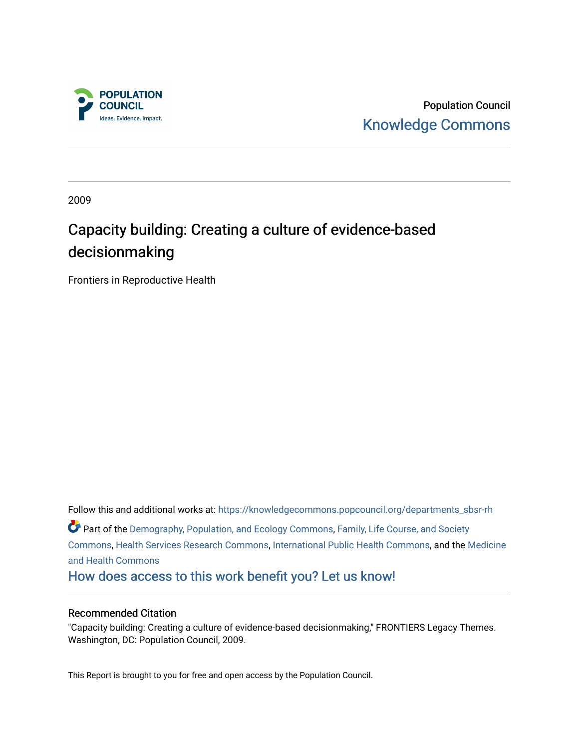POPULATION COUNCIL
Ideas. Evidence. Impact.

Population Council
Knowledge Commons

2009

# Capacity building: Creating a culture of evidence-based decisionmaking

Frontiers in Reproductive Health

Follow this and additional works at: https://knowledgecommons.popcouncil.org/departments_sbsr-rh

Part of the Demography, Population, and Ecology Commons, Family, Life Course, and Society Commons, Health Services Research Commons, International Public Health Commons, and the Medicine and Health Commons

How does access to this work benefit you? Let us know!

### Recommended Citation

"Capacity building: Creating a culture of evidence-based decisionmaking," FRONTIERS Legacy Themes. Washington, DC: Population Council, 2009.

This Report is brought to you for free and open access by the Population Council.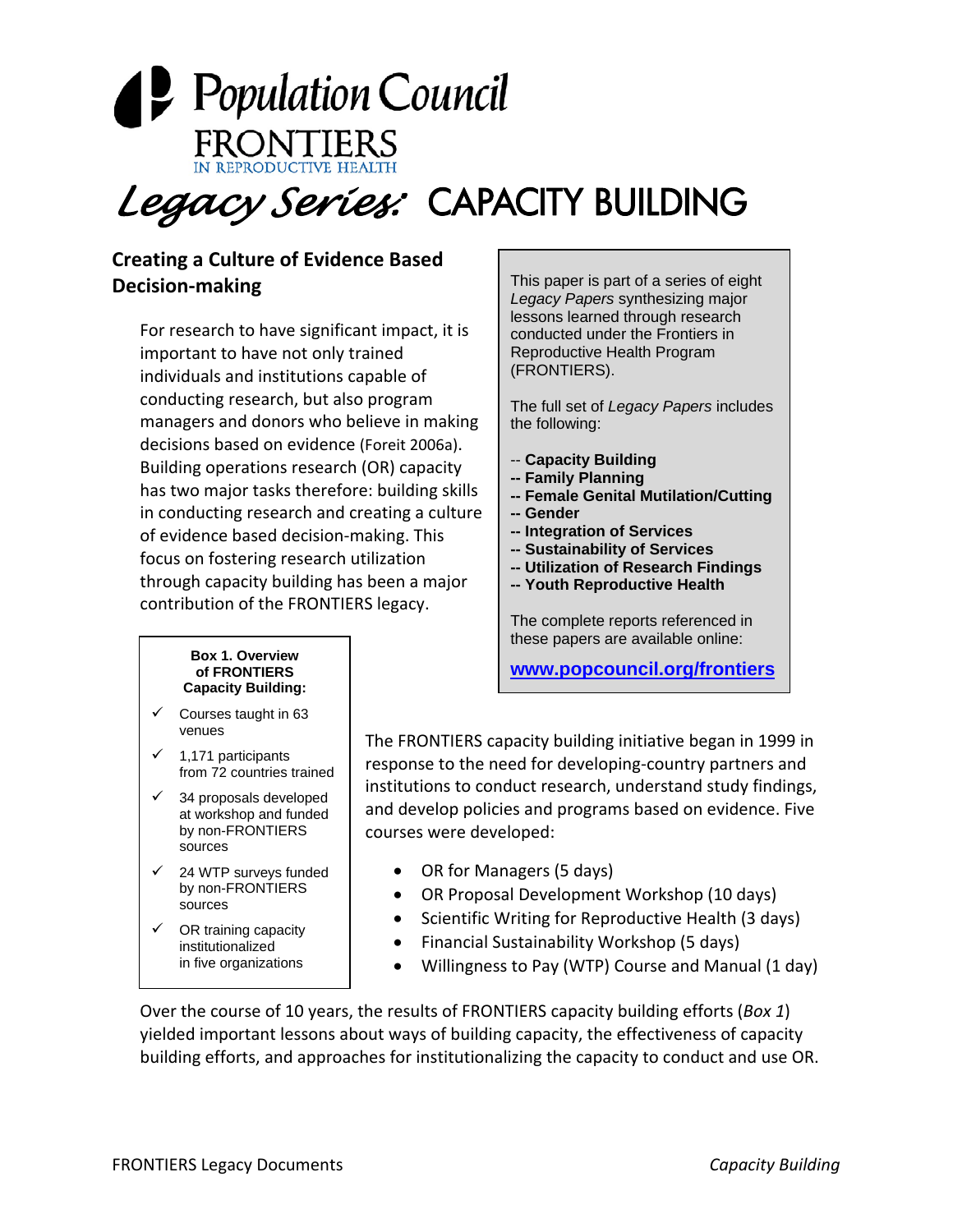# Population Council

## FRONTIERS IN REPRODUCTIVE HEALTH

# *Legacy Series:* CAPACITY BUILDING

## Creating a Culture of Evidence Based Decision-making

For research to have significant impact, it is important to have not only trained individuals and institutions capable of conducting research, but also program managers and donors who believe in making decisions based on evidence (Foreit 2006a). Building operations research (OR) capacity has two major tasks therefore: building skills in conducting research and creating a culture of evidence based decision-making. This focus on fostering research utilization through capacity building has been a major contribution of the FRONTIERS legacy.

> This paper is part of a series of eight *Legacy Papers* synthesizing major lessons learned through research conducted under the Frontiers in Reproductive Health Program (FRONTIERS).
>
> The full set of *Legacy Papers* includes the following:
>
> -- **Capacity Building**
> -- **Family Planning**
> -- **Female Genital Mutilation/Cutting**
> -- **Gender**
> -- **Integration of Services**
> -- **Sustainability of Services**
> -- **Utilization of Research Findings**
> -- **Youth Reproductive Health**
>
> The complete reports referenced in these papers are available online:
>
> **www.popcouncil.org/frontiers**

**Box 1. Overview of FRONTIERS Capacity Building:**

- ✓ Courses taught in 63 venues
- ✓ 1,171 participants from 72 countries trained
- ✓ 34 proposals developed at workshop and funded by non-FRONTIERS sources
- ✓ 24 WTP surveys funded by non-FRONTIERS sources
- ✓ OR training capacity institutionalized in five organizations

The FRONTIERS capacity building initiative began in 1999 in response to the need for developing-country partners and institutions to conduct research, understand study findings, and develop policies and programs based on evidence. Five courses were developed:

- OR for Managers (5 days)
- OR Proposal Development Workshop (10 days)
- Scientific Writing for Reproductive Health (3 days)
- Financial Sustainability Workshop (5 days)
- Willingness to Pay (WTP) Course and Manual (1 day)

Over the course of 10 years, the results of FRONTIERS capacity building efforts (*Box 1*) yielded important lessons about ways of building capacity, the effectiveness of capacity building efforts, and approaches for institutionalizing the capacity to conduct and use OR.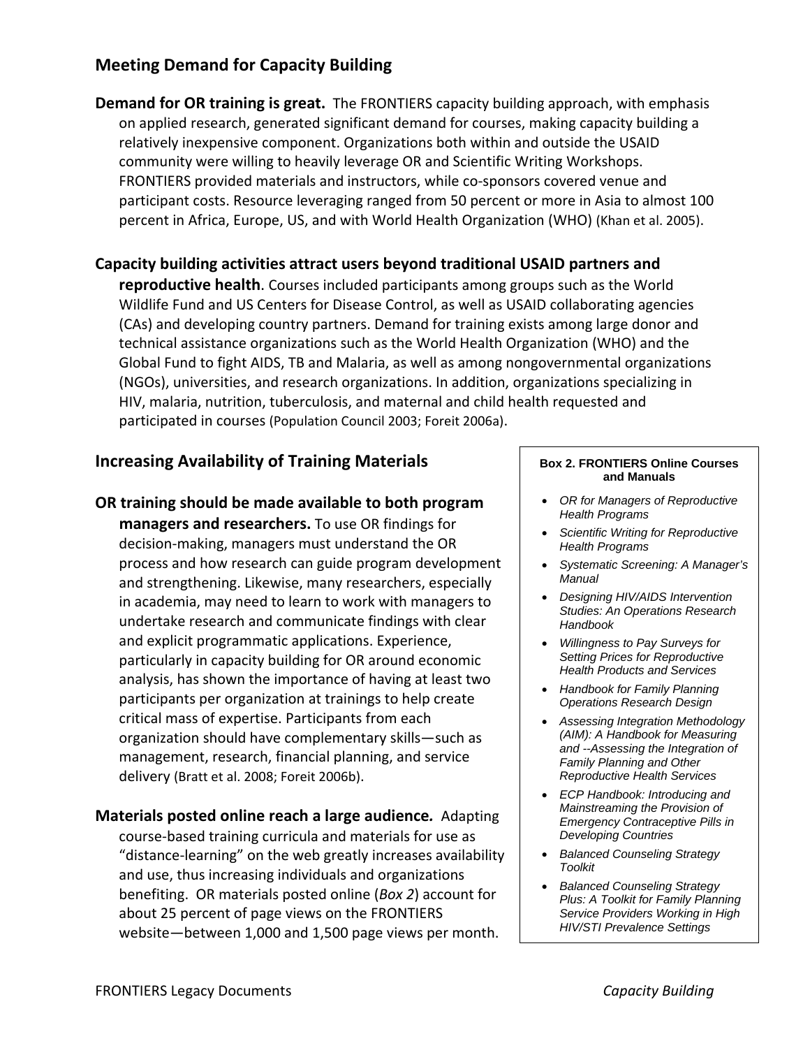## Meeting Demand for Capacity Building

**Demand for OR training is great.** The FRONTIERS capacity building approach, with emphasis on applied research, generated significant demand for courses, making capacity building a relatively inexpensive component. Organizations both within and outside the USAID community were willing to heavily leverage OR and Scientific Writing Workshops. FRONTIERS provided materials and instructors, while co-sponsors covered venue and participant costs. Resource leveraging ranged from 50 percent or more in Asia to almost 100 percent in Africa, Europe, US, and with World Health Organization (WHO) (Khan et al. 2005).

**Capacity building activities attract users beyond traditional USAID partners and reproductive health**. Courses included participants among groups such as the World Wildlife Fund and US Centers for Disease Control, as well as USAID collaborating agencies (CAs) and developing country partners. Demand for training exists among large donor and technical assistance organizations such as the World Health Organization (WHO) and the Global Fund to fight AIDS, TB and Malaria, as well as among nongovernmental organizations (NGOs), universities, and research organizations. In addition, organizations specializing in HIV, malaria, nutrition, tuberculosis, and maternal and child health requested and participated in courses (Population Council 2003; Foreit 2006a).

## Increasing Availability of Training Materials

**OR training should be made available to both program managers and researchers.** To use OR findings for decision-making, managers must understand the OR process and how research can guide program development and strengthening. Likewise, many researchers, especially in academia, may need to learn to work with managers to undertake research and communicate findings with clear and explicit programmatic applications. Experience, particularly in capacity building for OR around economic analysis, has shown the importance of having at least two participants per organization at trainings to help create critical mass of expertise. Participants from each organization should have complementary skills—such as management, research, financial planning, and service delivery (Bratt et al. 2008; Foreit 2006b).

***Materials posted online reach a large audience.*** Adapting course-based training curricula and materials for use as "distance-learning" on the web greatly increases availability and use, thus increasing individuals and organizations benefiting. OR materials posted online (*Box 2*) account for about 25 percent of page views on the FRONTIERS website—between 1,000 and 1,500 page views per month.

**Box 2. FRONTIERS Online Courses and Manuals**

- *OR for Managers of Reproductive Health Programs*
- *Scientific Writing for Reproductive Health Programs*
- *Systematic Screening: A Manager's Manual*
- *Designing HIV/AIDS Intervention Studies: An Operations Research Handbook*
- *Willingness to Pay Surveys for Setting Prices for Reproductive Health Products and Services*
- *Handbook for Family Planning Operations Research Design*
- *Assessing Integration Methodology (AIM): A Handbook for Measuring and --Assessing the Integration of Family Planning and Other Reproductive Health Services*
- *ECP Handbook: Introducing and Mainstreaming the Provision of Emergency Contraceptive Pills in Developing Countries*
- *Balanced Counseling Strategy Toolkit*
- *Balanced Counseling Strategy Plus: A Toolkit for Family Planning Service Providers Working in High HIV/STI Prevalence Settings*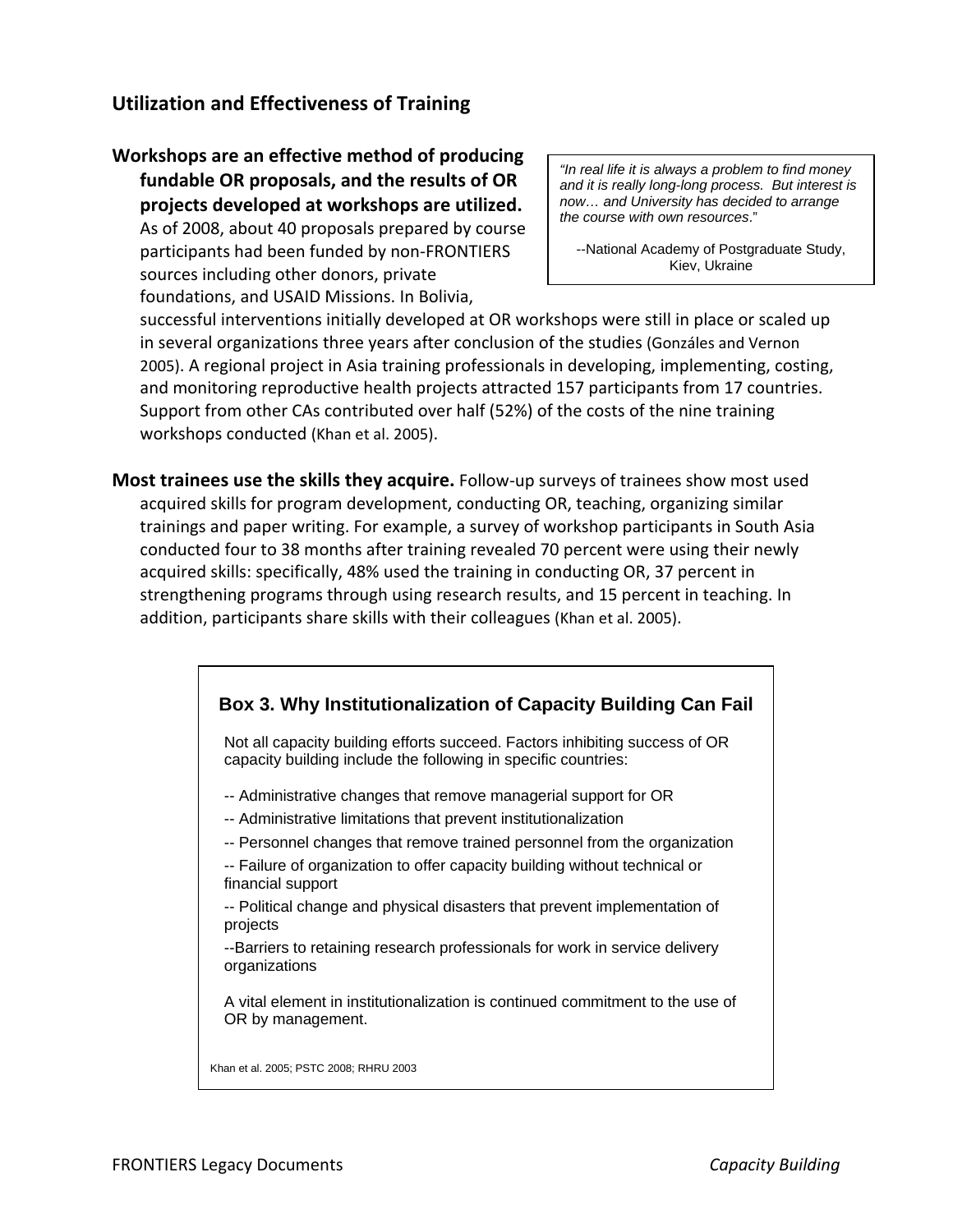## Utilization and Effectiveness of Training

> *"In real life it is always a problem to find money and it is really long-long process. But interest is now… and University has decided to arrange the course with own resources*."
>
> --National Academy of Postgraduate Study, Kiev, Ukraine

**Workshops are an effective method of producing fundable OR proposals, and the results of OR projects developed at workshops are utilized.** As of 2008, about 40 proposals prepared by course participants had been funded by non-FRONTIERS sources including other donors, private foundations, and USAID Missions. In Bolivia, successful interventions initially developed at OR workshops were still in place or scaled up in several organizations three years after conclusion of the studies (Gonzáles and Vernon 2005). A regional project in Asia training professionals in developing, implementing, costing, and monitoring reproductive health projects attracted 157 participants from 17 countries. Support from other CAs contributed over half (52%) of the costs of the nine training workshops conducted (Khan et al. 2005).

**Most trainees use the skills they acquire.** Follow-up surveys of trainees show most used acquired skills for program development, conducting OR, teaching, organizing similar trainings and paper writing. For example, a survey of workshop participants in South Asia conducted four to 38 months after training revealed 70 percent were using their newly acquired skills: specifically, 48% used the training in conducting OR, 37 percent in strengthening programs through using research results, and 15 percent in teaching. In addition, participants share skills with their colleagues (Khan et al. 2005).

### Box 3. Why Institutionalization of Capacity Building Can Fail

Not all capacity building efforts succeed. Factors inhibiting success of OR capacity building include the following in specific countries:

-- Administrative changes that remove managerial support for OR

-- Administrative limitations that prevent institutionalization

-- Personnel changes that remove trained personnel from the organization

-- Failure of organization to offer capacity building without technical or financial support

-- Political change and physical disasters that prevent implementation of projects

--Barriers to retaining research professionals for work in service delivery organizations

A vital element in institutionalization is continued commitment to the use of OR by management.

Khan et al. 2005; PSTC 2008; RHRU 2003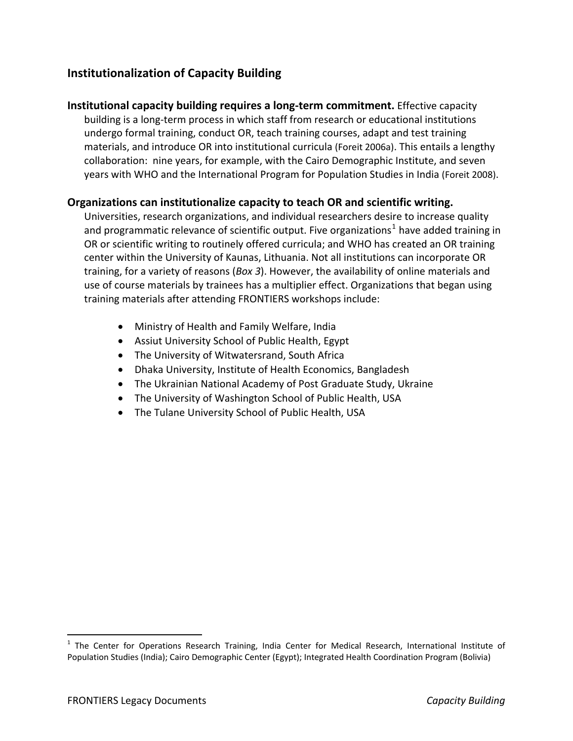## Institutionalization of Capacity Building

**Institutional capacity building requires a long-term commitment.** Effective capacity building is a long-term process in which staff from research or educational institutions undergo formal training, conduct OR, teach training courses, adapt and test training materials, and introduce OR into institutional curricula (Foreit 2006a). This entails a lengthy collaboration: nine years, for example, with the Cairo Demographic Institute, and seven years with WHO and the International Program for Population Studies in India (Foreit 2008).

**Organizations can institutionalize capacity to teach OR and scientific writing.** Universities, research organizations, and individual researchers desire to increase quality and programmatic relevance of scientific output. Five organizations[1] have added training in OR or scientific writing to routinely offered curricula; and WHO has created an OR training center within the University of Kaunas, Lithuania. Not all institutions can incorporate OR training, for a variety of reasons (*Box 3*). However, the availability of online materials and use of course materials by trainees has a multiplier effect. Organizations that began using training materials after attending FRONTIERS workshops include:

- Ministry of Health and Family Welfare, India
- Assiut University School of Public Health, Egypt
- The University of Witwatersrand, South Africa
- Dhaka University, Institute of Health Economics, Bangladesh
- The Ukrainian National Academy of Post Graduate Study, Ukraine
- The University of Washington School of Public Health, USA
- The Tulane University School of Public Health, USA

[1] The Center for Operations Research Training, India Center for Medical Research, International Institute of Population Studies (India); Cairo Demographic Center (Egypt); Integrated Health Coordination Program (Bolivia)